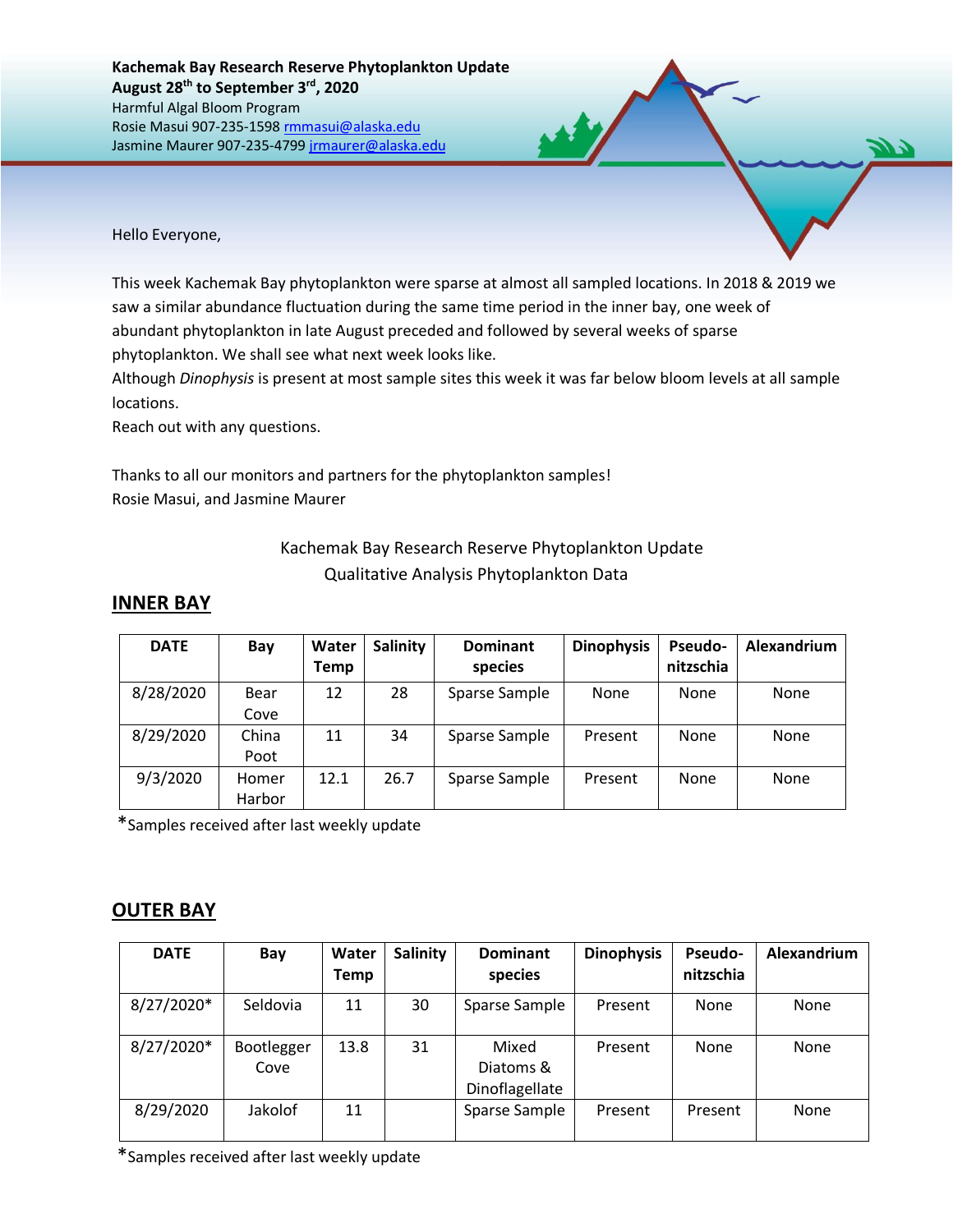**Kachemak Bay Research Reserve Phytoplankton Update**
**August 28th to September 3rd, 2020**
Harmful Algal Bloom Program
Rosie Masui 907-235-1598 rmmasui@alaska.edu
Jasmine Maurer 907-235-4799 jrmaurer@alaska.edu

Hello Everyone,

This week Kachemak Bay phytoplankton were sparse at almost all sampled locations. In 2018 & 2019 we saw a similar abundance fluctuation during the same time period in the inner bay, one week of abundant phytoplankton in late August preceded and followed by several weeks of sparse phytoplankton. We shall see what next week looks like.
Although *Dinophysis* is present at most sample sites this week it was far below bloom levels at all sample locations.
Reach out with any questions.

Thanks to all our monitors and partners for the phytoplankton samples!
Rosie Masui, and Jasmine Maurer

Kachemak Bay Research Reserve Phytoplankton Update
Qualitative Analysis Phytoplankton Data

## INNER BAY

| DATE | Bay | Water Temp | Salinity | Dominant species | Dinophysis | Pseudo-nitzschia | Alexandrium |
|---|---|---|---|---|---|---|---|
| 8/28/2020 | Bear Cove | 12 | 28 | Sparse Sample | None | None | None |
| 8/29/2020 | China Poot | 11 | 34 | Sparse Sample | Present | None | None |
| 9/3/2020 | Homer Harbor | 12.1 | 26.7 | Sparse Sample | Present | None | None |

*Samples received after last weekly update

## OUTER BAY

| DATE | Bay | Water Temp | Salinity | Dominant species | Dinophysis | Pseudo-nitzschia | Alexandrium |
|---|---|---|---|---|---|---|---|
| 8/27/2020* | Seldovia | 11 | 30 | Sparse Sample | Present | None | None |
| 8/27/2020* | Bootlegger Cove | 13.8 | 31 | Mixed Diatoms & Dinoflagellate | Present | None | None |
| 8/29/2020 | Jakolof | 11 | | Sparse Sample | Present | Present | None |

*Samples received after last weekly update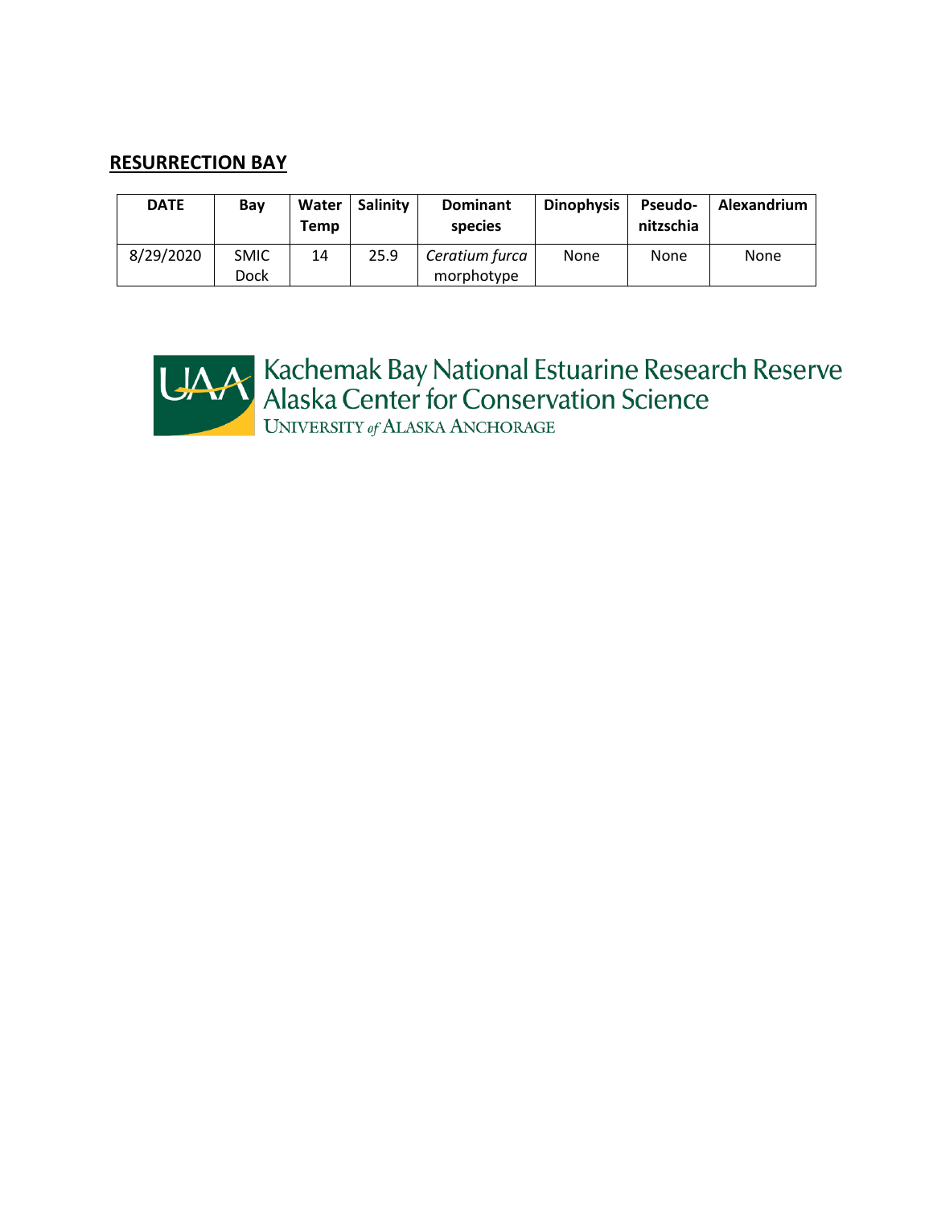## **RESURRECTION BAY**

| DATE | Bay | Water Temp | Salinity | Dominant species | Dinophysis | Pseudo-nitzschia | Alexandrium |
|---|---|---|---|---|---|---|---|
| 8/29/2020 | SMIC Dock | 14 | 25.9 | *Ceratium furca* morphotype | None | None | None |

Kachemak Bay National Estuarine Research Reserve
Alaska Center for Conservation Science
UNIVERSITY of ALASKA ANCHORAGE